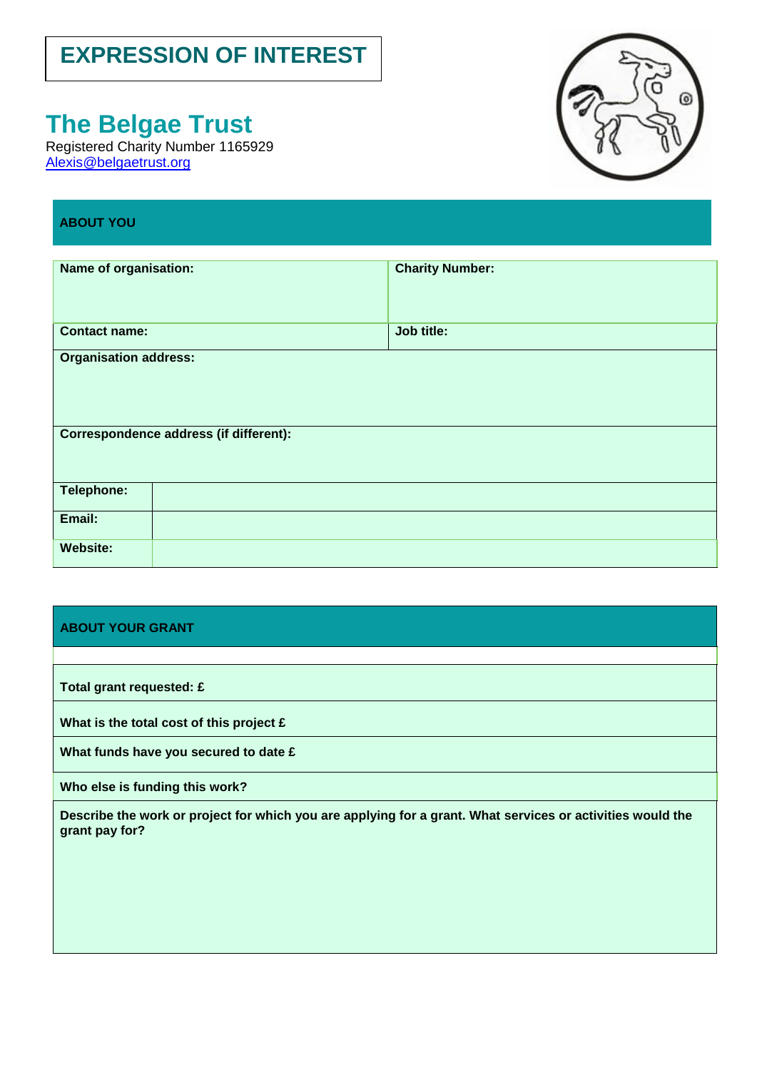# EXPRESSION OF INTEREST

## The Belgae Trust

Registered Charity Number 1165929
Alexis@belgaetrust.org

### ABOUT YOU

| Name of organisation: | Charity Number: |
|---|---|
| Contact name: | Job title: |
| Organisation address: | |
| Correspondence address (if different): | |

| Telephone: | |
|---|---|
| Email: | |
| Website: | |

### ABOUT YOUR GRANT

**Total grant requested: £**

**What is the total cost of this project £**

**What funds have you secured to date £**

**Who else is funding this work?**

**Describe the work or project for which you are applying for a grant. What services or activities would the grant pay for?**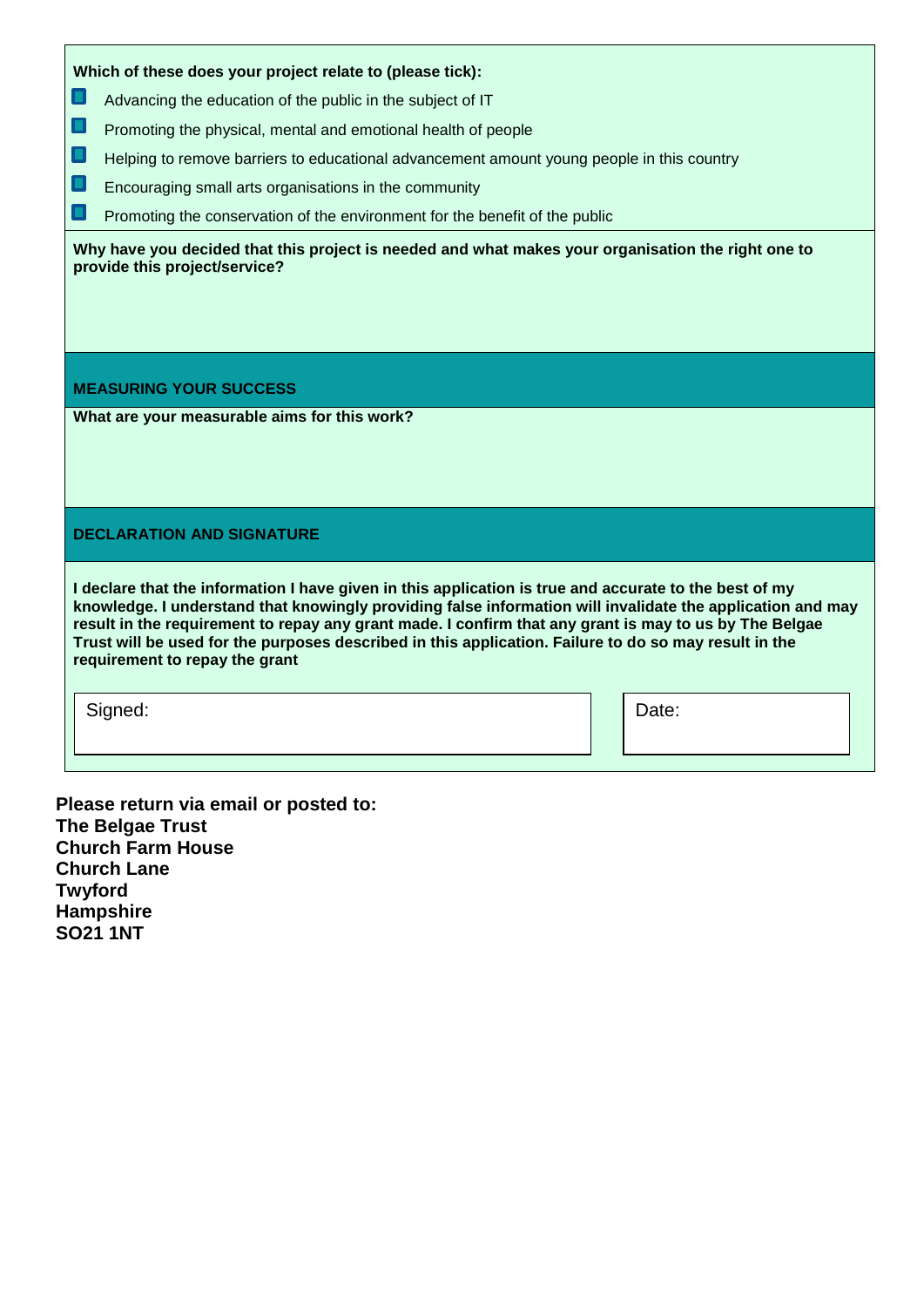**Which of these does your project relate to (please tick):**

- ☐ Advancing the education of the public in the subject of IT
- ☐ Promoting the physical, mental and emotional health of people
- ☐ Helping to remove barriers to educational advancement amount young people in this country
- ☐ Encouraging small arts organisations in the community
- ☐ Promoting the conservation of the environment for the benefit of the public

**Why have you decided that this project is needed and what makes your organisation the right one to provide this project/service?**

## MEASURING YOUR SUCCESS

**What are your measurable aims for this work?**

## DECLARATION AND SIGNATURE

**I declare that the information I have given in this application is true and accurate to the best of my knowledge. I understand that knowingly providing false information will invalidate the application and may result in the requirement to repay any grant made. I confirm that any grant is may to us by The Belgae Trust will be used for the purposes described in this application. Failure to do so may result in the requirement to repay the grant**

| | |
|---|---|
| Signed: | Date: |

**Please return via email or posted to:**
**The Belgae Trust**
**Church Farm House**
**Church Lane**
**Twyford**
**Hampshire**
**SO21 1NT**